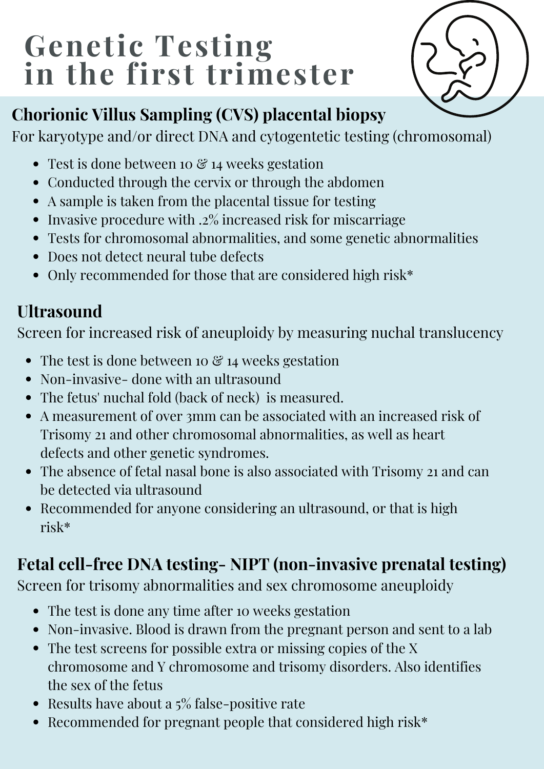# Genetic Testing in the first trimester

## Chorionic Villus Sampling (CVS) placental biopsy

For karyotype and/or direct DNA and cytogentetic testing (chromosomal)

- Test is done between 10 & 14 weeks gestation
- Conducted through the cervix or through the abdomen
- A sample is taken from the placental tissue for testing
- Invasive procedure with .2% increased risk for miscarriage
- Tests for chromosomal abnormalities, and some genetic abnormalities
- Does not detect neural tube defects
- Only recommended for those that are considered high risk*

## Ultrasound

Screen for increased risk of aneuploidy by measuring nuchal translucency

- The test is done between 10 & 14 weeks gestation
- Non-invasive- done with an ultrasound
- The fetus' nuchal fold (back of neck) is measured.
- A measurement of over 3mm can be associated with an increased risk of Trisomy 21 and other chromosomal abnormalities, as well as heart defects and other genetic syndromes.
- The absence of fetal nasal bone is also associated with Trisomy 21 and can be detected via ultrasound
- Recommended for anyone considering an ultrasound, or that is high risk*

## Fetal cell-free DNA testing- NIPT (non-invasive prenatal testing)

Screen for trisomy abnormalities and sex chromosome aneuploidy

- The test is done any time after 10 weeks gestation
- Non-invasive. Blood is drawn from the pregnant person and sent to a lab
- The test screens for possible extra or missing copies of the X chromosome and Y chromosome and trisomy disorders. Also identifies the sex of the fetus
- Results have about a 5% false-positive rate
- Recommended for pregnant people that considered high risk*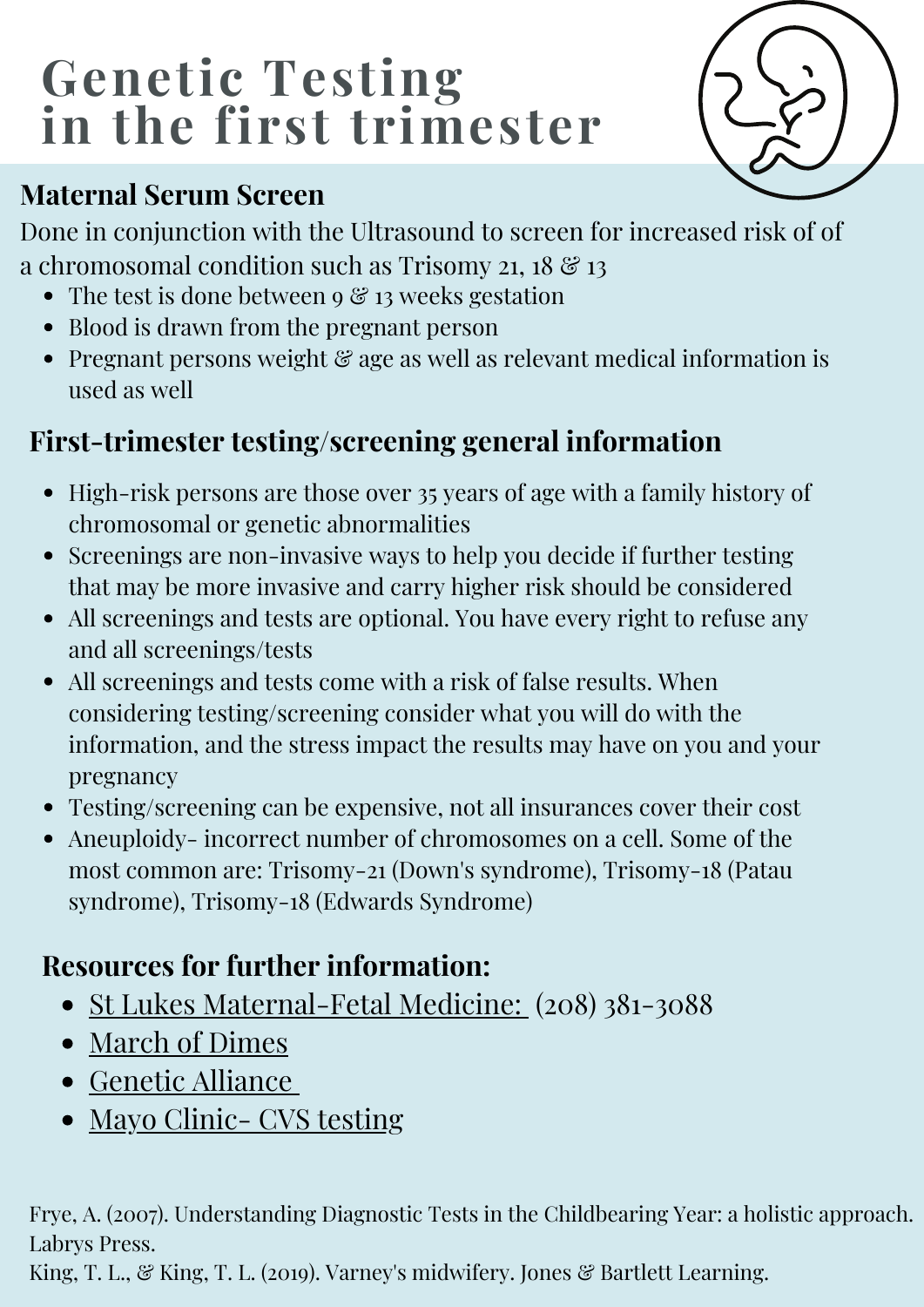# Genetic Testing in the first trimester

## Maternal Serum Screen

Done in conjunction with the Ultrasound to screen for increased risk of of a chromosomal condition such as Trisomy 21, 18 & 13

- The test is done between 9 & 13 weeks gestation
- Blood is drawn from the pregnant person
- Pregnant persons weight & age as well as relevant medical information is used as well

## First-trimester testing/screening general information

- High-risk persons are those over 35 years of age with a family history of chromosomal or genetic abnormalities
- Screenings are non-invasive ways to help you decide if further testing that may be more invasive and carry higher risk should be considered
- All screenings and tests are optional. You have every right to refuse any and all screenings/tests
- All screenings and tests come with a risk of false results. When considering testing/screening consider what you will do with the information, and the stress impact the results may have on you and your pregnancy
- Testing/screening can be expensive, not all insurances cover their cost
- Aneuploidy- incorrect number of chromosomes on a cell. Some of the most common are: Trisomy-21 (Down's syndrome), Trisomy-18 (Patau syndrome), Trisomy-18 (Edwards Syndrome)

## Resources for further information:

- St Lukes Maternal-Fetal Medicine: (208) 381-3088
- March of Dimes
- Genetic Alliance
- Mayo Clinic- CVS testing

Frye, A. (2007). Understanding Diagnostic Tests in the Childbearing Year: a holistic approach. Labrys Press.

King, T. L., & King, T. L. (2019). Varney's midwifery. Jones & Bartlett Learning.